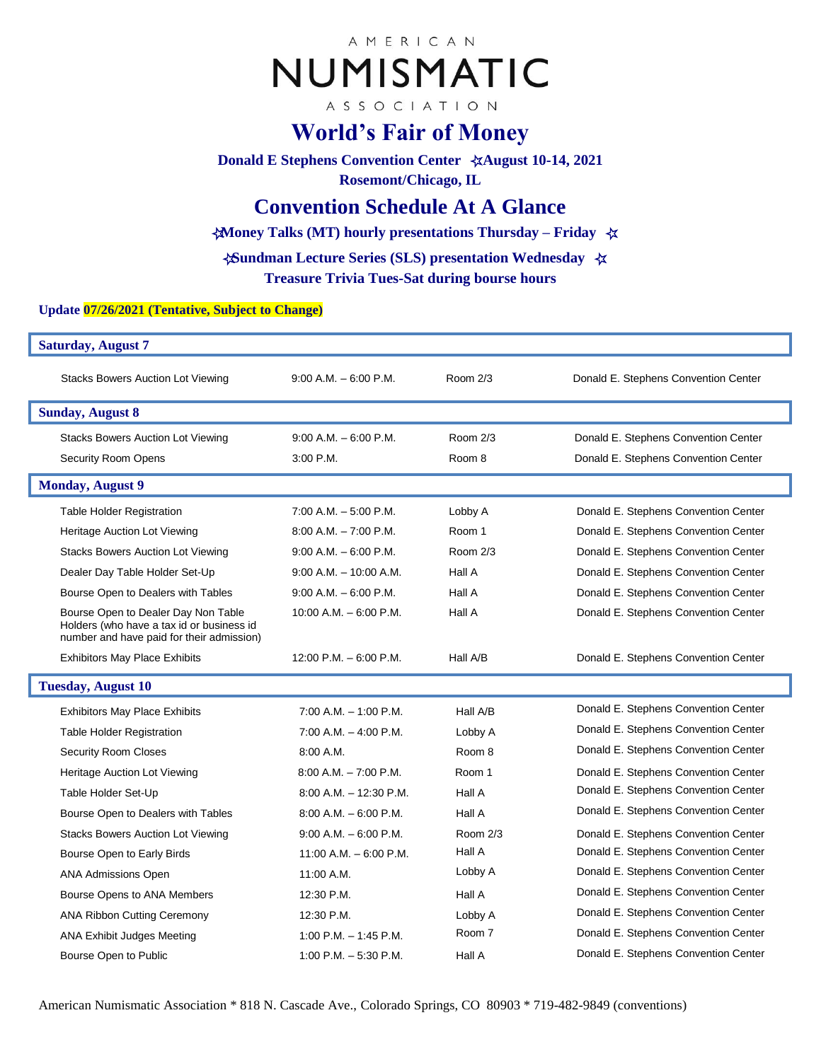AMERICAN

# NUMISMATIC

ASSOCIATION

# World's Fair of Money

**Donald E Stephens Convention Center ✫August 10-14, 2021**

**Rosemont/Chicago, IL**

## Convention Schedule At A Glance

**✫Money Talks (MT) hourly presentations Thursday – Friday ✫**

**✫Sundman Lecture Series (SLS) presentation Wednesday ✫**

**Treasure Trivia Tues-Sat during bourse hours**

**Update 07/26/2021 (Tentative, Subject to Change)**

### Saturday, August 7

| Event | Time | Room | Location |
|---|---|---|---|
| Stacks Bowers Auction Lot Viewing | 9:00 A.M. – 6:00 P.M. | Room 2/3 | Donald E. Stephens Convention Center |

### Sunday, August 8

| Event | Time | Room | Location |
|---|---|---|---|
| Stacks Bowers Auction Lot Viewing | 9:00 A.M. – 6:00 P.M. | Room 2/3 | Donald E. Stephens Convention Center |
| Security Room Opens | 3:00 P.M. | Room 8 | Donald E. Stephens Convention Center |

### Monday, August 9

| Event | Time | Room | Location |
|---|---|---|---|
| Table Holder Registration | 7:00 A.M. – 5:00 P.M. | Lobby A | Donald E. Stephens Convention Center |
| Heritage Auction Lot Viewing | 8:00 A.M. – 7:00 P.M. | Room 1 | Donald E. Stephens Convention Center |
| Stacks Bowers Auction Lot Viewing | 9:00 A.M. – 6:00 P.M. | Room 2/3 | Donald E. Stephens Convention Center |
| Dealer Day Table Holder Set-Up | 9:00 A.M. – 10:00 A.M. | Hall A | Donald E. Stephens Convention Center |
| Bourse Open to Dealers with Tables | 9:00 A.M. – 6:00 P.M. | Hall A | Donald E. Stephens Convention Center |
| Bourse Open to Dealer Day Non Table Holders (who have a tax id or business id number and have paid for their admission) | 10:00 A.M. – 6:00 P.M. | Hall A | Donald E. Stephens Convention Center |
| Exhibitors May Place Exhibits | 12:00 P.M. – 6:00 P.M. | Hall A/B | Donald E. Stephens Convention Center |

### Tuesday, August 10

| Event | Time | Room | Location |
|---|---|---|---|
| Exhibitors May Place Exhibits | 7:00 A.M. – 1:00 P.M. | Hall A/B | Donald E. Stephens Convention Center |
| Table Holder Registration | 7:00 A.M. – 4:00 P.M. | Lobby A | Donald E. Stephens Convention Center |
| Security Room Closes | 8:00 A.M. | Room 8 | Donald E. Stephens Convention Center |
| Heritage Auction Lot Viewing | 8:00 A.M. – 7:00 P.M. | Room 1 | Donald E. Stephens Convention Center |
| Table Holder Set-Up | 8:00 A.M. – 12:30 P.M. | Hall A | Donald E. Stephens Convention Center |
| Bourse Open to Dealers with Tables | 8:00 A.M. – 6:00 P.M. | Hall A | Donald E. Stephens Convention Center |
| Stacks Bowers Auction Lot Viewing | 9:00 A.M. – 6:00 P.M. | Room 2/3 | Donald E. Stephens Convention Center |
| Bourse Open to Early Birds | 11:00 A.M. – 6:00 P.M. | Hall A | Donald E. Stephens Convention Center |
| ANA Admissions Open | 11:00 A.M. | Lobby A | Donald E. Stephens Convention Center |
| Bourse Opens to ANA Members | 12:30 P.M. | Hall A | Donald E. Stephens Convention Center |
| ANA Ribbon Cutting Ceremony | 12:30 P.M. | Lobby A | Donald E. Stephens Convention Center |
| ANA Exhibit Judges Meeting | 1:00 P.M. – 1:45 P.M. | Room 7 | Donald E. Stephens Convention Center |
| Bourse Open to Public | 1:00 P.M. – 5:30 P.M. | Hall A | Donald E. Stephens Convention Center |

American Numismatic Association * 818 N. Cascade Ave., Colorado Springs, CO 80903 * 719-482-9849 (conventions)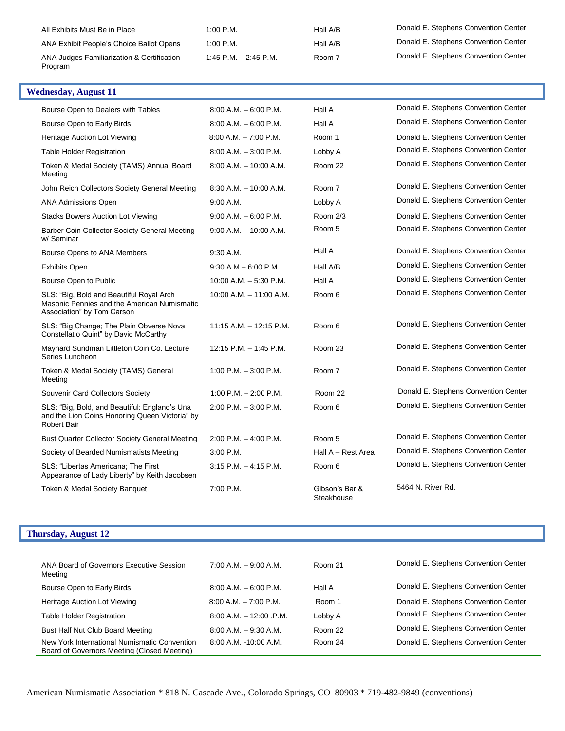| | | | |
|---|---|---|---|
| All Exhibits Must Be in Place | 1:00 P.M. | Hall A/B | Donald E. Stephens Convention Center |
| ANA Exhibit People's Choice Ballot Opens | 1:00 P.M. | Hall A/B | Donald E. Stephens Convention Center |
| ANA Judges Familiarization & Certification Program | 1:45 P.M. – 2:45 P.M. | Room 7 | Donald E. Stephens Convention Center |

## Wednesday, August 11

| | | | |
|---|---|---|---|
| Bourse Open to Dealers with Tables | 8:00 A.M. – 6:00 P.M. | Hall A | Donald E. Stephens Convention Center |
| Bourse Open to Early Birds | 8:00 A.M. – 6:00 P.M. | Hall A | Donald E. Stephens Convention Center |
| Heritage Auction Lot Viewing | 8:00 A.M. – 7:00 P.M. | Room 1 | Donald E. Stephens Convention Center |
| Table Holder Registration | 8:00 A.M. – 3:00 P.M. | Lobby A | Donald E. Stephens Convention Center |
| Token & Medal Society (TAMS) Annual Board Meeting | 8:00 A.M. – 10:00 A.M. | Room 22 | Donald E. Stephens Convention Center |
| John Reich Collectors Society General Meeting | 8:30 A.M. – 10:00 A.M. | Room 7 | Donald E. Stephens Convention Center |
| ANA Admissions Open | 9:00 A.M. | Lobby A | Donald E. Stephens Convention Center |
| Stacks Bowers Auction Lot Viewing | 9:00 A.M. – 6:00 P.M. | Room 2/3 | Donald E. Stephens Convention Center |
| Barber Coin Collector Society General Meeting w/ Seminar | 9:00 A.M. – 10:00 A.M. | Room 5 | Donald E. Stephens Convention Center |
| Bourse Opens to ANA Members | 9:30 A.M. | Hall A | Donald E. Stephens Convention Center |
| Exhibits Open | 9:30 A.M.– 6:00 P.M. | Hall A/B | Donald E. Stephens Convention Center |
| Bourse Open to Public | 10:00 A.M. – 5:30 P.M. | Hall A | Donald E. Stephens Convention Center |
| SLS: "Big, Bold and Beautiful Royal Arch Masonic Pennies and the American Numismatic Association" by Tom Carson | 10:00 A.M. – 11:00 A.M. | Room 6 | Donald E. Stephens Convention Center |
| SLS: "Big Change; The Plain Obverse Nova Constellatio Quint" by David McCarthy | 11:15 A.M. – 12:15 P.M. | Room 6 | Donald E. Stephens Convention Center |
| Maynard Sundman Littleton Coin Co. Lecture Series Luncheon | 12:15 P.M. – 1:45 P.M. | Room 23 | Donald E. Stephens Convention Center |
| Token & Medal Society (TAMS) General Meeting | 1:00 P.M. – 3:00 P.M. | Room 7 | Donald E. Stephens Convention Center |
| Souvenir Card Collectors Society | 1:00 P.M. – 2:00 P.M. | Room 22 | Donald E. Stephens Convention Center |
| SLS: "Big, Bold, and Beautiful: England's Una and the Lion Coins Honoring Queen Victoria" by Robert Bair | 2:00 P.M. – 3:00 P.M. | Room 6 | Donald E. Stephens Convention Center |
| Bust Quarter Collector Society General Meeting | 2:00 P.M. – 4:00 P.M. | Room 5 | Donald E. Stephens Convention Center |
| Society of Bearded Numismatists Meeting | 3:00 P.M. | Hall A – Rest Area | Donald E. Stephens Convention Center |
| SLS: "Libertas Americana; The First Appearance of Lady Liberty" by Keith Jacobsen | 3:15 P.M. – 4:15 P.M. | Room 6 | Donald E. Stephens Convention Center |
| Token & Medal Society Banquet | 7:00 P.M. | Gibson's Bar & Steakhouse | 5464 N. River Rd. |

## Thursday, August 12

| | | | |
|---|---|---|---|
| ANA Board of Governors Executive Session Meeting | 7:00 A.M. – 9:00 A.M. | Room 21 | Donald E. Stephens Convention Center |
| Bourse Open to Early Birds | 8:00 A.M. – 6:00 P.M. | Hall A | Donald E. Stephens Convention Center |
| Heritage Auction Lot Viewing | 8:00 A.M. – 7:00 P.M. | Room 1 | Donald E. Stephens Convention Center |
| Table Holder Registration | 8:00 A.M. – 12:00 .P.M. | Lobby A | Donald E. Stephens Convention Center |
| Bust Half Nut Club Board Meeting | 8:00 A.M. – 9:30 A.M. | Room 22 | Donald E. Stephens Convention Center |
| New York International Numismatic Convention Board of Governors Meeting (Closed Meeting) | 8:00 A.M. -10:00 A.M. | Room 24 | Donald E. Stephens Convention Center |

American Numismatic Association * 818 N. Cascade Ave., Colorado Springs, CO 80903 * 719-482-9849 (conventions)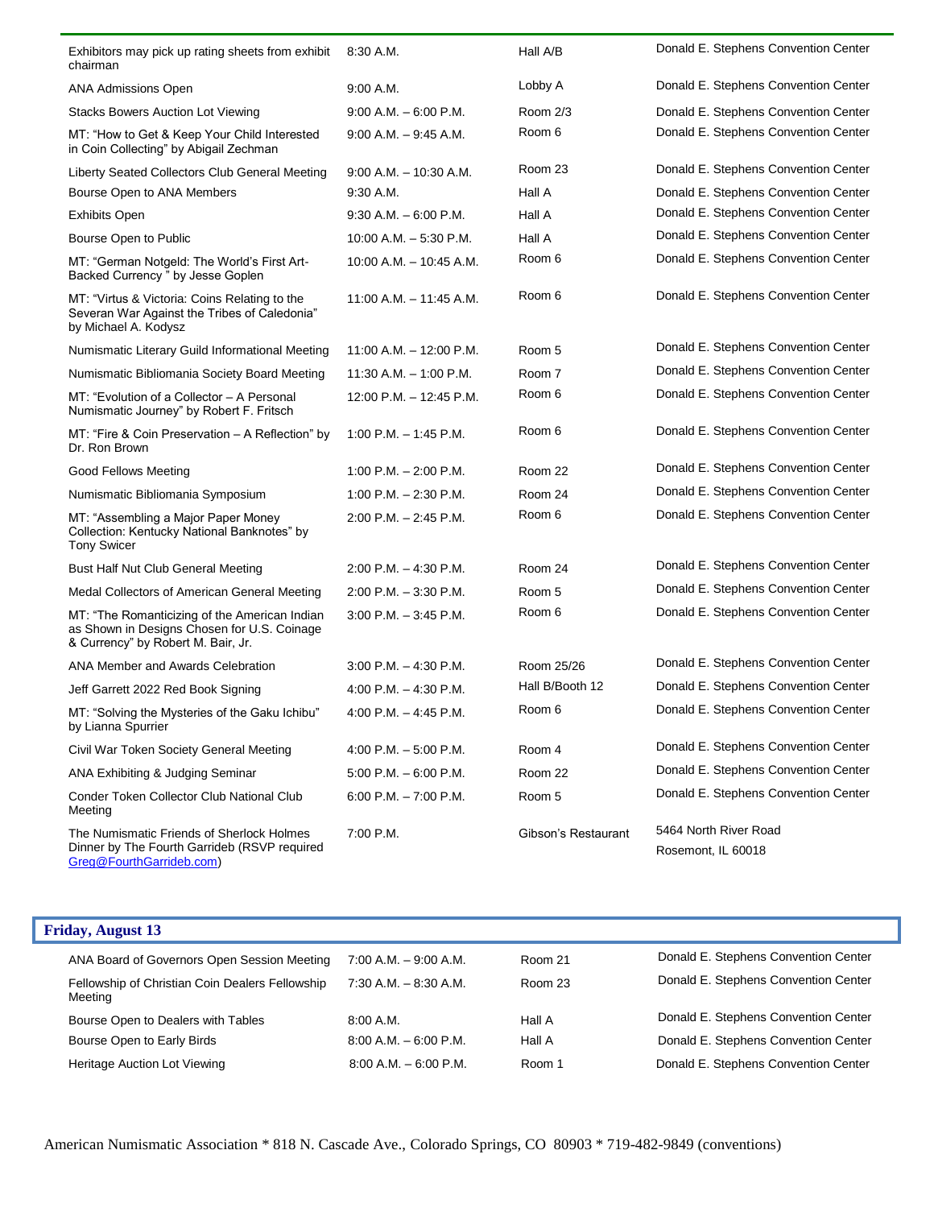| | | | |
|---|---|---|---|
| Exhibitors may pick up rating sheets from exhibit chairman | 8:30 A.M. | Hall A/B | Donald E. Stephens Convention Center |
| ANA Admissions Open | 9:00 A.M. | Lobby A | Donald E. Stephens Convention Center |
| Stacks Bowers Auction Lot Viewing | 9:00 A.M. – 6:00 P.M. | Room 2/3 | Donald E. Stephens Convention Center |
| MT: "How to Get & Keep Your Child Interested in Coin Collecting" by Abigail Zechman | 9:00 A.M. – 9:45 A.M. | Room 6 | Donald E. Stephens Convention Center |
| Liberty Seated Collectors Club General Meeting | 9:00 A.M. – 10:30 A.M. | Room 23 | Donald E. Stephens Convention Center |
| Bourse Open to ANA Members | 9:30 A.M. | Hall A | Donald E. Stephens Convention Center |
| Exhibits Open | 9:30 A.M. – 6:00 P.M. | Hall A | Donald E. Stephens Convention Center |
| Bourse Open to Public | 10:00 A.M. – 5:30 P.M. | Hall A | Donald E. Stephens Convention Center |
| MT: "German Notgeld: The World's First Art-Backed Currency " by Jesse Goplen | 10:00 A.M. – 10:45 A.M. | Room 6 | Donald E. Stephens Convention Center |
| MT: "Virtus & Victoria: Coins Relating to the Severan War Against the Tribes of Caledonia" by Michael A. Kodysz | 11:00 A.M. – 11:45 A.M. | Room 6 | Donald E. Stephens Convention Center |
| Numismatic Literary Guild Informational Meeting | 11:00 A.M. – 12:00 P.M. | Room 5 | Donald E. Stephens Convention Center |
| Numismatic Bibliomania Society Board Meeting | 11:30 A.M. – 1:00 P.M. | Room 7 | Donald E. Stephens Convention Center |
| MT: "Evolution of a Collector – A Personal Numismatic Journey" by Robert F. Fritsch | 12:00 P.M. – 12:45 P.M. | Room 6 | Donald E. Stephens Convention Center |
| MT: "Fire & Coin Preservation – A Reflection" by Dr. Ron Brown | 1:00 P.M. – 1:45 P.M. | Room 6 | Donald E. Stephens Convention Center |
| Good Fellows Meeting | 1:00 P.M. – 2:00 P.M. | Room 22 | Donald E. Stephens Convention Center |
| Numismatic Bibliomania Symposium | 1:00 P.M. – 2:30 P.M. | Room 24 | Donald E. Stephens Convention Center |
| MT: "Assembling a Major Paper Money Collection: Kentucky National Banknotes" by Tony Swicer | 2:00 P.M. – 2:45 P.M. | Room 6 | Donald E. Stephens Convention Center |
| Bust Half Nut Club General Meeting | 2:00 P.M. – 4:30 P.M. | Room 24 | Donald E. Stephens Convention Center |
| Medal Collectors of American General Meeting | 2:00 P.M. – 3:30 P.M. | Room 5 | Donald E. Stephens Convention Center |
| MT: "The Romanticizing of the American Indian as Shown in Designs Chosen for U.S. Coinage & Currency" by Robert M. Bair, Jr. | 3:00 P.M. – 3:45 P.M. | Room 6 | Donald E. Stephens Convention Center |
| ANA Member and Awards Celebration | 3:00 P.M. – 4:30 P.M. | Room 25/26 | Donald E. Stephens Convention Center |
| Jeff Garrett 2022 Red Book Signing | 4:00 P.M. – 4:30 P.M. | Hall B/Booth 12 | Donald E. Stephens Convention Center |
| MT: "Solving the Mysteries of the Gaku Ichibu" by Lianna Spurrier | 4:00 P.M. – 4:45 P.M. | Room 6 | Donald E. Stephens Convention Center |
| Civil War Token Society General Meeting | 4:00 P.M. – 5:00 P.M. | Room 4 | Donald E. Stephens Convention Center |
| ANA Exhibiting & Judging Seminar | 5:00 P.M. – 6:00 P.M. | Room 22 | Donald E. Stephens Convention Center |
| Conder Token Collector Club National Club Meeting | 6:00 P.M. – 7:00 P.M. | Room 5 | Donald E. Stephens Convention Center |
| The Numismatic Friends of Sherlock Holmes Dinner by The Fourth Garrideb (RSVP required Greg@FourthGarrideb.com) | 7:00 P.M. | Gibson's Restaurant | 5464 North River Road Rosemont, IL 60018 |

## Friday, August 13

| | | | |
|---|---|---|---|
| ANA Board of Governors Open Session Meeting | 7:00 A.M. – 9:00 A.M. | Room 21 | Donald E. Stephens Convention Center |
| Fellowship of Christian Coin Dealers Fellowship Meeting | 7:30 A.M. – 8:30 A.M. | Room 23 | Donald E. Stephens Convention Center |
| Bourse Open to Dealers with Tables | 8:00 A.M. | Hall A | Donald E. Stephens Convention Center |
| Bourse Open to Early Birds | 8:00 A.M. – 6:00 P.M. | Hall A | Donald E. Stephens Convention Center |
| Heritage Auction Lot Viewing | 8:00 A.M. – 6:00 P.M. | Room 1 | Donald E. Stephens Convention Center |

American Numismatic Association * 818 N. Cascade Ave., Colorado Springs, CO 80903 * 719-482-9849 (conventions)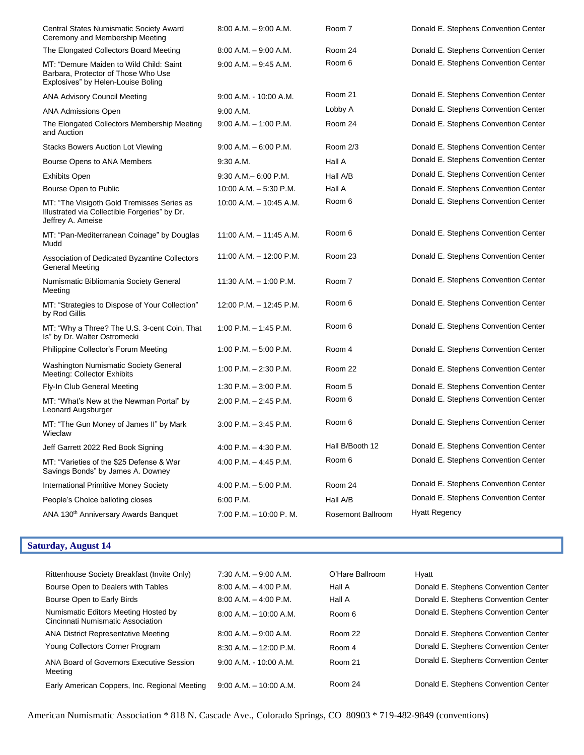| | | | |
|---|---|---|---|
| Central States Numismatic Society Award Ceremony and Membership Meeting | 8:00 A.M. – 9:00 A.M. | Room 7 | Donald E. Stephens Convention Center |
| The Elongated Collectors Board Meeting | 8:00 A.M. – 9:00 A.M. | Room 24 | Donald E. Stephens Convention Center |
| MT: "Demure Maiden to Wild Child: Saint Barbara, Protector of Those Who Use Explosives" by Helen-Louise Boling | 9:00 A.M. – 9:45 A.M. | Room 6 | Donald E. Stephens Convention Center |
| ANA Advisory Council Meeting | 9:00 A.M. - 10:00 A.M. | Room 21 | Donald E. Stephens Convention Center |
| ANA Admissions Open | 9:00 A.M. | Lobby A | Donald E. Stephens Convention Center |
| The Elongated Collectors Membership Meeting and Auction | 9:00 A.M. – 1:00 P.M. | Room 24 | Donald E. Stephens Convention Center |
| Stacks Bowers Auction Lot Viewing | 9:00 A.M. – 6:00 P.M. | Room 2/3 | Donald E. Stephens Convention Center |
| Bourse Opens to ANA Members | 9:30 A.M. | Hall A | Donald E. Stephens Convention Center |
| Exhibits Open | 9:30 A.M.– 6:00 P.M. | Hall A/B | Donald E. Stephens Convention Center |
| Bourse Open to Public | 10:00 A.M. – 5:30 P.M. | Hall A | Donald E. Stephens Convention Center |
| MT: "The Visigoth Gold Tremisses Series as Illustrated via Collectible Forgeries" by Dr. Jeffrey A. Ameise | 10:00 A.M. – 10:45 A.M. | Room 6 | Donald E. Stephens Convention Center |
| MT: "Pan-Mediterranean Coinage" by Douglas Mudd | 11:00 A.M. – 11:45 A.M. | Room 6 | Donald E. Stephens Convention Center |
| Association of Dedicated Byzantine Collectors General Meeting | 11:00 A.M. – 12:00 P.M. | Room 23 | Donald E. Stephens Convention Center |
| Numismatic Bibliomania Society General Meeting | 11:30 A.M. – 1:00 P.M. | Room 7 | Donald E. Stephens Convention Center |
| MT: "Strategies to Dispose of Your Collection" by Rod Gillis | 12:00 P.M. – 12:45 P.M. | Room 6 | Donald E. Stephens Convention Center |
| MT: "Why a Three? The U.S. 3-cent Coin, That Is" by Dr. Walter Ostromecki | 1:00 P.M. – 1:45 P.M. | Room 6 | Donald E. Stephens Convention Center |
| Philippine Collector's Forum Meeting | 1:00 P.M. – 5:00 P.M. | Room 4 | Donald E. Stephens Convention Center |
| Washington Numismatic Society General Meeting: Collector Exhibits | 1:00 P.M. – 2:30 P.M. | Room 22 | Donald E. Stephens Convention Center |
| Fly-In Club General Meeting | 1:30 P.M. – 3:00 P.M. | Room 5 | Donald E. Stephens Convention Center |
| MT: "What's New at the Newman Portal" by Leonard Augsburger | 2:00 P.M. – 2:45 P.M. | Room 6 | Donald E. Stephens Convention Center |
| MT: "The Gun Money of James II" by Mark Wieclaw | 3:00 P.M. – 3:45 P.M. | Room 6 | Donald E. Stephens Convention Center |
| Jeff Garrett 2022 Red Book Signing | 4:00 P.M. – 4:30 P.M. | Hall B/Booth 12 | Donald E. Stephens Convention Center |
| MT: "Varieties of the $25 Defense & War Savings Bonds" by James A. Downey | 4:00 P.M. – 4:45 P.M. | Room 6 | Donald E. Stephens Convention Center |
| International Primitive Money Society | 4:00 P.M. – 5:00 P.M. | Room 24 | Donald E. Stephens Convention Center |
| People's Choice balloting closes | 6:00 P.M. | Hall A/B | Donald E. Stephens Convention Center |
| ANA 130th Anniversary Awards Banquet | 7:00 P.M. – 10:00 P. M. | Rosemont Ballroom | Hyatt Regency |

## Saturday, August 14

| | | | |
|---|---|---|---|
| Rittenhouse Society Breakfast (Invite Only) | 7:30 A.M. – 9:00 A.M. | O'Hare Ballroom | Hyatt |
| Bourse Open to Dealers with Tables | 8:00 A.M. – 4:00 P.M. | Hall A | Donald E. Stephens Convention Center |
| Bourse Open to Early Birds | 8:00 A.M. – 4:00 P.M. | Hall A | Donald E. Stephens Convention Center |
| Numismatic Editors Meeting Hosted by Cincinnati Numismatic Association | 8:00 A.M. – 10:00 A.M. | Room 6 | Donald E. Stephens Convention Center |
| ANA District Representative Meeting | 8:00 A.M. – 9:00 A.M. | Room 22 | Donald E. Stephens Convention Center |
| Young Collectors Corner Program | 8:30 A.M. – 12:00 P.M. | Room 4 | Donald E. Stephens Convention Center |
| ANA Board of Governors Executive Session Meeting | 9:00 A.M. - 10:00 A.M. | Room 21 | Donald E. Stephens Convention Center |
| Early American Coppers, Inc. Regional Meeting | 9:00 A.M. – 10:00 A.M. | Room 24 | Donald E. Stephens Convention Center |

American Numismatic Association * 818 N. Cascade Ave., Colorado Springs, CO 80903 * 719-482-9849 (conventions)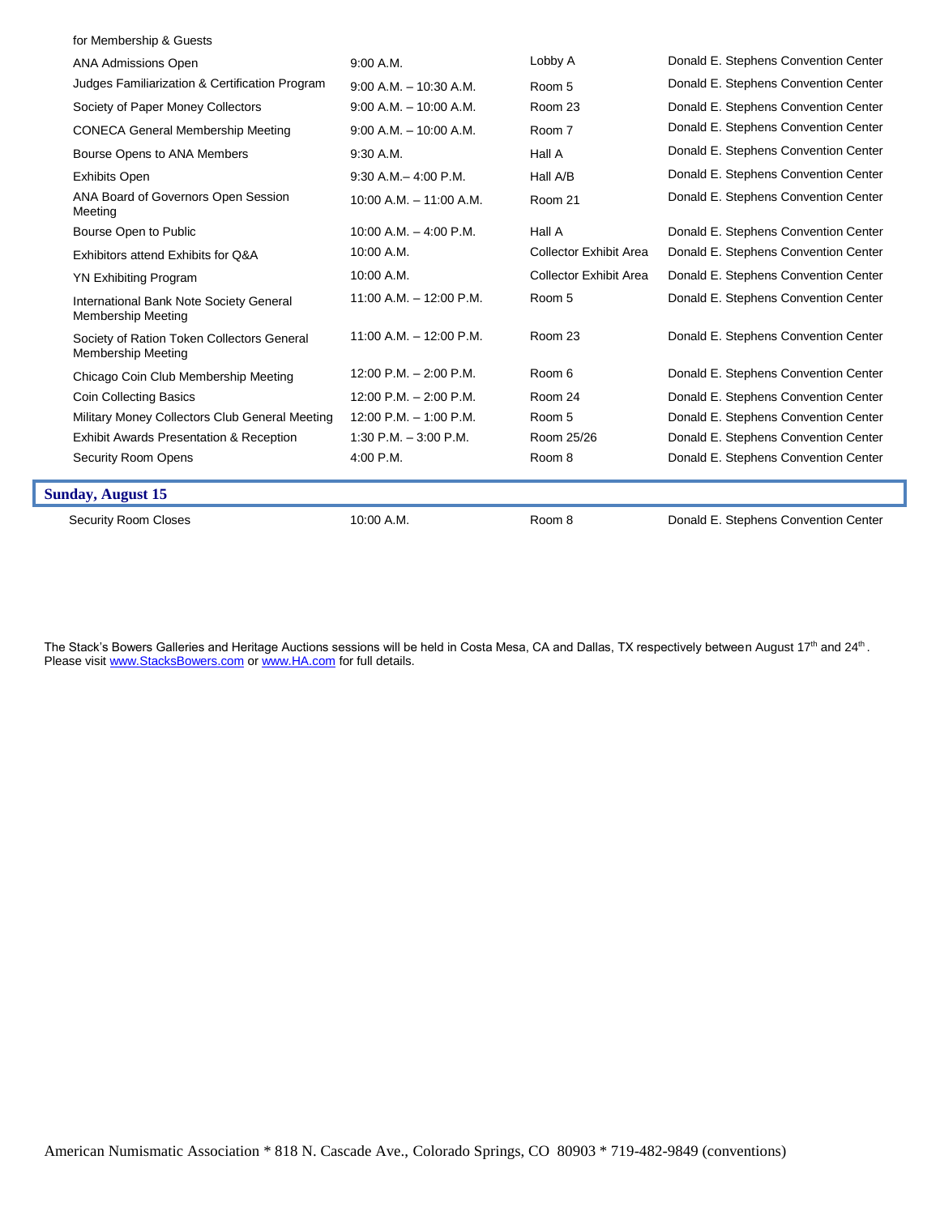| | | | |
|---|---|---|---|
| for Membership & Guests | | | |
| ANA Admissions Open | 9:00 A.M. | Lobby A | Donald E. Stephens Convention Center |
| Judges Familiarization & Certification Program | 9:00 A.M. – 10:30 A.M. | Room 5 | Donald E. Stephens Convention Center |
| Society of Paper Money Collectors | 9:00 A.M. – 10:00 A.M. | Room 23 | Donald E. Stephens Convention Center |
| CONECA General Membership Meeting | 9:00 A.M. – 10:00 A.M. | Room 7 | Donald E. Stephens Convention Center |
| Bourse Opens to ANA Members | 9:30 A.M. | Hall A | Donald E. Stephens Convention Center |
| Exhibits Open | 9:30 A.M.– 4:00 P.M. | Hall A/B | Donald E. Stephens Convention Center |
| ANA Board of Governors Open Session Meeting | 10:00 A.M. – 11:00 A.M. | Room 21 | Donald E. Stephens Convention Center |
| Bourse Open to Public | 10:00 A.M. – 4:00 P.M. | Hall A | Donald E. Stephens Convention Center |
| Exhibitors attend Exhibits for Q&A | 10:00 A.M. | Collector Exhibit Area | Donald E. Stephens Convention Center |
| YN Exhibiting Program | 10:00 A.M. | Collector Exhibit Area | Donald E. Stephens Convention Center |
| International Bank Note Society General Membership Meeting | 11:00 A.M. – 12:00 P.M. | Room 5 | Donald E. Stephens Convention Center |
| Society of Ration Token Collectors General Membership Meeting | 11:00 A.M. – 12:00 P.M. | Room 23 | Donald E. Stephens Convention Center |
| Chicago Coin Club Membership Meeting | 12:00 P.M. – 2:00 P.M. | Room 6 | Donald E. Stephens Convention Center |
| Coin Collecting Basics | 12:00 P.M. – 2:00 P.M. | Room 24 | Donald E. Stephens Convention Center |
| Military Money Collectors Club General Meeting | 12:00 P.M. – 1:00 P.M. | Room 5 | Donald E. Stephens Convention Center |
| Exhibit Awards Presentation & Reception | 1:30 P.M. – 3:00 P.M. | Room 25/26 | Donald E. Stephens Convention Center |
| Security Room Opens | 4:00 P.M. | Room 8 | Donald E. Stephens Convention Center |

## Sunday, August 15

| | | | |
|---|---|---|---|
| Security Room Closes | 10:00 A.M. | Room 8 | Donald E. Stephens Convention Center |

The Stack's Bowers Galleries and Heritage Auctions sessions will be held in Costa Mesa, CA and Dallas, TX respectively between August 17th and 24th. Please visit www.StacksBowers.com or www.HA.com for full details.

American Numismatic Association * 818 N. Cascade Ave., Colorado Springs, CO 80903 * 719-482-9849 (conventions)